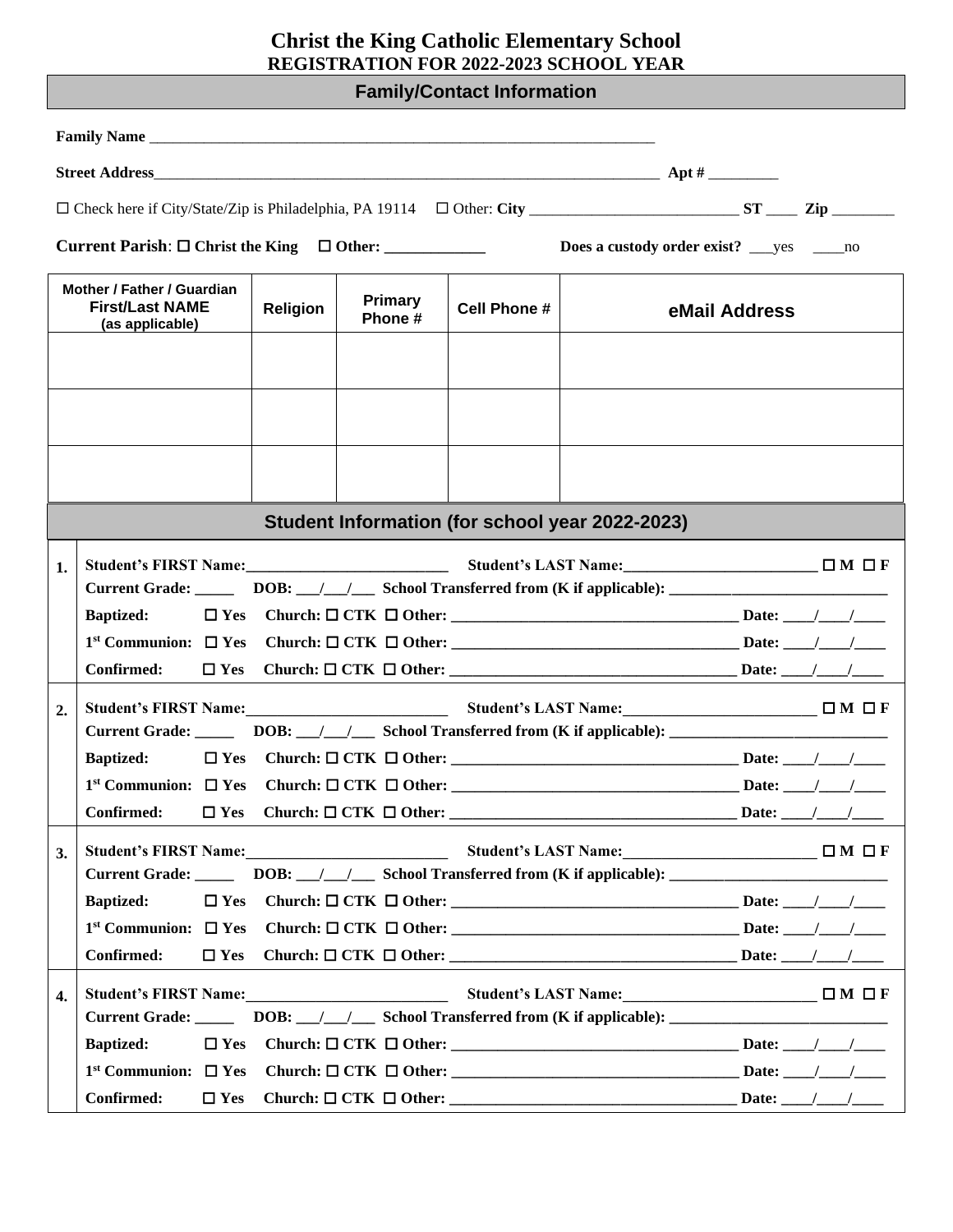# Christ the King Catholic Elementary School
## REGISTRATION FOR 2022-2023 SCHOOL YEAR

### Family/Contact Information

**Family Name** ___________________________________________________________________

**Street Address**_____________________________________________________________ **Apt #** _________

☐ Check here if City/State/Zip is Philadelphia, PA 19114 ☐ Other: **City** ___________________________ **ST** ____ **Zip** ________

**Current Parish**: ☐ **Christ the King** ☐ **Other: _____________** **Does a custody order exist?** ___yes ____no

| Mother / Father / Guardian First/Last NAME (as applicable) | Religion | Primary Phone # | Cell Phone # | eMail Address |
|---|---|---|---|---|
| | | | | |
| | | | | |
| | | | | |

### Student Information (for school year 2022-2023)

**1.** **Student's FIRST Name:**__________________________ **Student's LAST Name:**_________________________ ☐ **M** ☐ **F**

**Current Grade:** _____ **DOB:** ___/___/___ **School Transferred from (K if applicable):** ____________________________

**Baptized:** ☐ **Yes** **Church:** ☐ **CTK** ☐ **Other:** _____________________________________ **Date:** ____/____/____

**1st Communion:** ☐ **Yes** **Church:** ☐ **CTK** ☐ **Other:** _____________________________________ **Date:** ____/____/____

**Confirmed:** ☐ **Yes** **Church:** ☐ **CTK** ☐ **Other:** _____________________________________ **Date:** ____/____/____

**2.** **Student's FIRST Name:**__________________________ **Student's LAST Name:**_________________________ ☐ **M** ☐ **F**

**Current Grade:** _____ **DOB:** ___/___/___ **School Transferred from (K if applicable):** ____________________________

**Baptized:** ☐ **Yes** **Church:** ☐ **CTK** ☐ **Other:** _____________________________________ **Date:** ____/____/____

**1st Communion:** ☐ **Yes** **Church:** ☐ **CTK** ☐ **Other:** _____________________________________ **Date:** ____/____/____

**Confirmed:** ☐ **Yes** **Church:** ☐ **CTK** ☐ **Other:** _____________________________________ **Date:** ____/____/____

**3.** **Student's FIRST Name:**__________________________ **Student's LAST Name:**_________________________ ☐ **M** ☐ **F**

**Current Grade:** _____ **DOB:** ___/___/___ **School Transferred from (K if applicable):** ____________________________

**Baptized:** ☐ **Yes** **Church:** ☐ **CTK** ☐ **Other:** _____________________________________ **Date:** ____/____/____

**1st Communion:** ☐ **Yes** **Church:** ☐ **CTK** ☐ **Other:** _____________________________________ **Date:** ____/____/____

**Confirmed:** ☐ **Yes** **Church:** ☐ **CTK** ☐ **Other:** _____________________________________ **Date:** ____/____/____

**4.** **Student's FIRST Name:**__________________________ **Student's LAST Name:**_________________________ ☐ **M** ☐ **F**

**Current Grade:** _____ **DOB:** ___/___/___ **School Transferred from (K if applicable):** ____________________________

**Baptized:** ☐ **Yes** **Church:** ☐ **CTK** ☐ **Other:** _____________________________________ **Date:** ____/____/____

**1st Communion:** ☐ **Yes** **Church:** ☐ **CTK** ☐ **Other:** _____________________________________ **Date:** ____/____/____

**Confirmed:** ☐ **Yes** **Church:** ☐ **CTK** ☐ **Other:** _____________________________________ **Date:** ____/____/____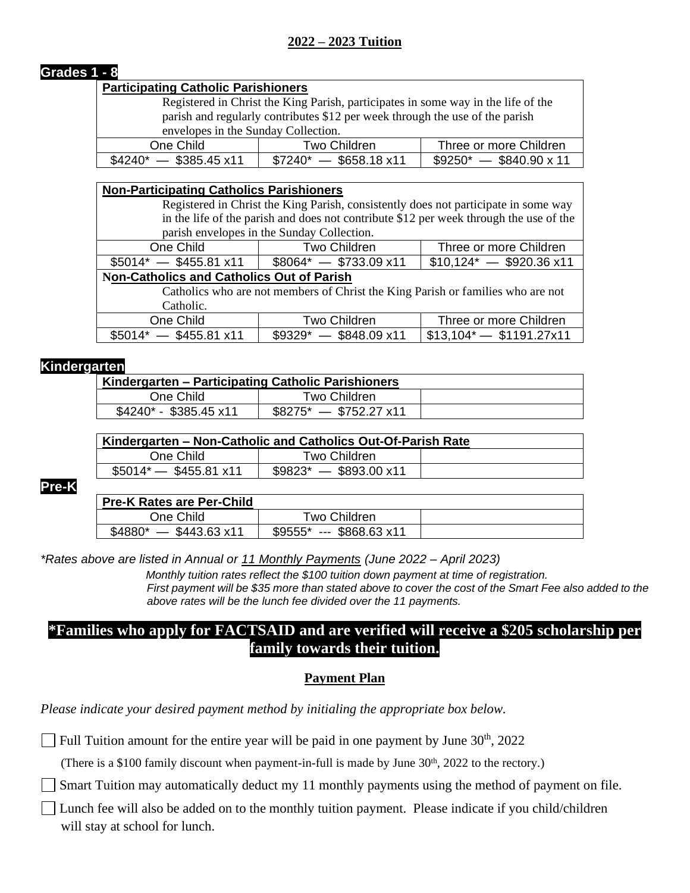## 2022 – 2023 Tuition

### Grades 1 - 8

| **Participating Catholic Parishioners** | | |
|---|---|---|
| Registered in Christ the King Parish, participates in some way in the life of the parish and regularly contributes $12 per week through the use of the parish envelopes in the Sunday Collection. | | |
| One Child | Two Children | Three or more Children |
| $4240* — $385.45 x11 | $7240* — $658.18 x11 | $9250* — $840.90 x 11 |

| **Non-Participating Catholics Parishioners** | | |
|---|---|---|
| Registered in Christ the King Parish, consistently does not participate in some way in the life of the parish and does not contribute $12 per week through the use of the parish envelopes in the Sunday Collection. | | |
| One Child | Two Children | Three or more Children |
| $5014* — $455.81 x11 | $8064* — $733.09 x11 | $10,124* — $920.36 x11 |
| **Non-Catholics and Catholics Out of Parish** | | |
| Catholics who are not members of Christ the King Parish or families who are not Catholic. | | |
| One Child | Two Children | Three or more Children |
| $5014* — $455.81 x11 | $9329* — $848.09 x11 | $13,104* — $1191.27x11 |

### Kindergarten

| **Kindergarten – Participating Catholic Parishioners** | | |
|---|---|---|
| One Child | Two Children | |
| $4240* - $385.45 x11 | $8275* — $752.27 x11 | |

| **Kindergarten – Non-Catholic and Catholics Out-Of-Parish Rate** | | |
|---|---|---|
| One Child | Two Children | |
| $5014* — $455.81 x11 | $9823* — $893.00 x11 | |

### Pre-K

| **Pre-K Rates are Per-Child** | | |
|---|---|---|
| One Child | Two Children | |
| $4880* — $443.63 x11 | $9555* --- $868.63 x11 | |

*\*Rates above are listed in Annual or 11 Monthly Payments (June 2022 – April 2023)*

*Monthly tuition rates reflect the $100 tuition down payment at time of registration.*
*First payment will be $35 more than stated above to cover the cost of the Smart Fee also added to the above rates will be the lunch fee divided over the 11 payments.*

**\*Families who apply for FACTSAID and are verified will receive a $205 scholarship per family towards their tuition.**

## Payment Plan

*Please indicate your desired payment method by initialing the appropriate box below.*

☐ Full Tuition amount for the entire year will be paid in one payment by June 30th, 2022

(There is a $100 family discount when payment-in-full is made by June 30th, 2022 to the rectory.)

☐ Smart Tuition may automatically deduct my 11 monthly payments using the method of payment on file.

☐ Lunch fee will also be added on to the monthly tuition payment. Please indicate if you child/children will stay at school for lunch.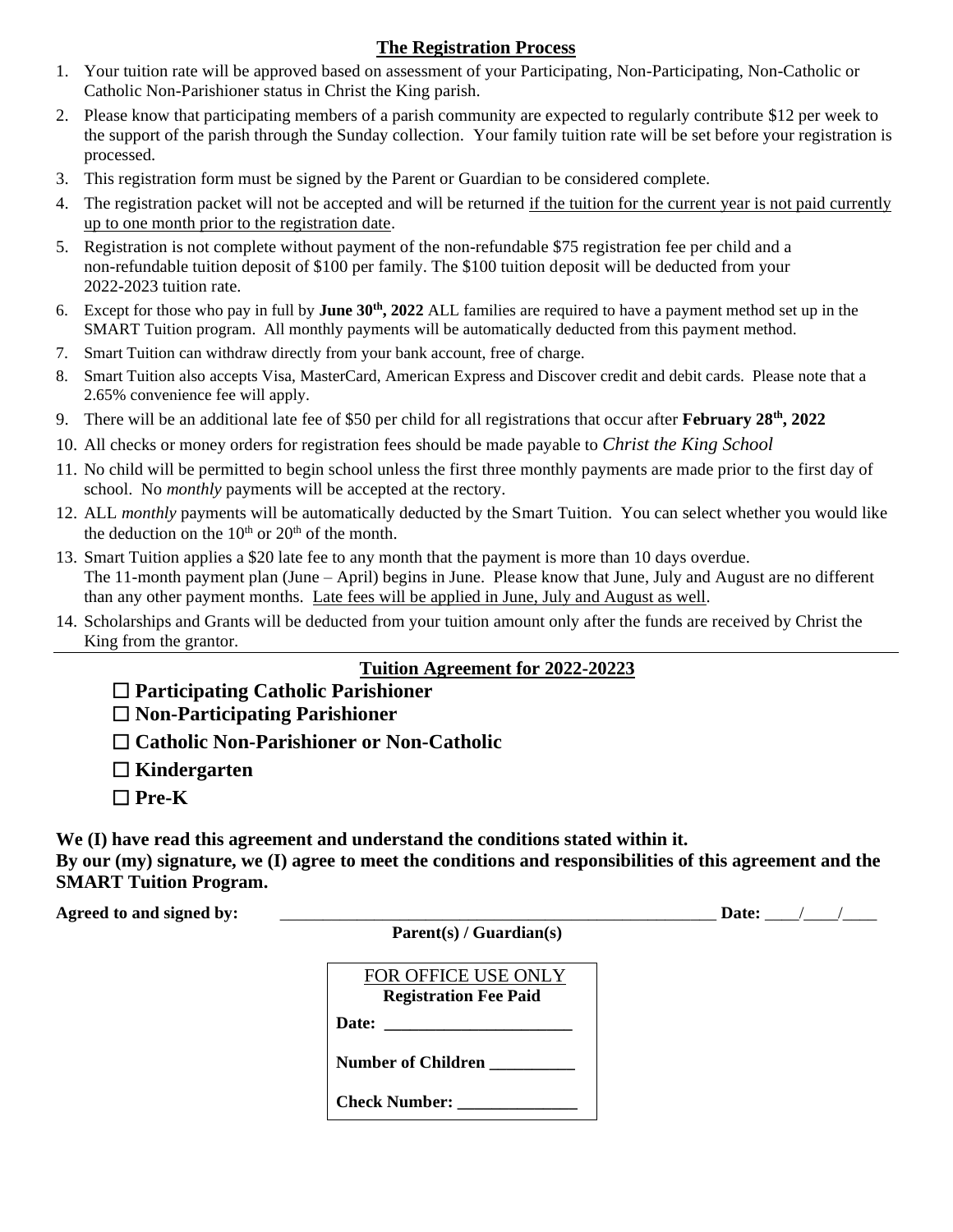## The Registration Process

1. Your tuition rate will be approved based on assessment of your Participating, Non-Participating, Non-Catholic or Catholic Non-Parishioner status in Christ the King parish.
2. Please know that participating members of a parish community are expected to regularly contribute $12 per week to the support of the parish through the Sunday collection. Your family tuition rate will be set before your registration is processed.
3. This registration form must be signed by the Parent or Guardian to be considered complete.
4. The registration packet will not be accepted and will be returned <u>if the tuition for the current year is not paid currently up to one month prior to the registration date</u>.
5. Registration is not complete without payment of the non-refundable $75 registration fee per child and a non-refundable tuition deposit of $100 per family. The $100 tuition deposit will be deducted from your 2022-2023 tuition rate.
6. Except for those who pay in full by **June 30th, 2022** ALL families are required to have a payment method set up in the SMART Tuition program. All monthly payments will be automatically deducted from this payment method.
7. Smart Tuition can withdraw directly from your bank account, free of charge.
8. Smart Tuition also accepts Visa, MasterCard, American Express and Discover credit and debit cards. Please note that a 2.65% convenience fee will apply.
9. There will be an additional late fee of $50 per child for all registrations that occur after **February 28th, 2022**
10. All checks or money orders for registration fees should be made payable to *Christ the King School*
11. No child will be permitted to begin school unless the first three monthly payments are made prior to the first day of school. No *monthly* payments will be accepted at the rectory.
12. ALL *monthly* payments will be automatically deducted by the Smart Tuition. You can select whether you would like the deduction on the 10th or 20th of the month.
13. Smart Tuition applies a $20 late fee to any month that the payment is more than 10 days overdue. The 11-month payment plan (June – April) begins in June. Please know that June, July and August are no different than any other payment months. <u>Late fees will be applied in June, July and August as well</u>.
14. Scholarships and Grants will be deducted from your tuition amount only after the funds are received by Christ the King from the grantor.

---

## Tuition Agreement for 2022-20223

☐ **Participating Catholic Parishioner**

☐ **Non-Participating Parishioner**

☐ **Catholic Non-Parishioner or Non-Catholic**

☐ **Kindergarten**

☐ **Pre-K**

**We (I) have read this agreement and understand the conditions stated within it.**
**By our (my) signature, we (I) agree to meet the conditions and responsibilities of this agreement and the SMART Tuition Program.**

**Agreed to and signed by:** ______________________________________________________ **Date:** ____/____/____

**Parent(s) / Guardian(s)**

FOR OFFICE USE ONLY
**Registration Fee Paid**

**Date:** ______________________

**Number of Children** __________

**Check Number:** ______________